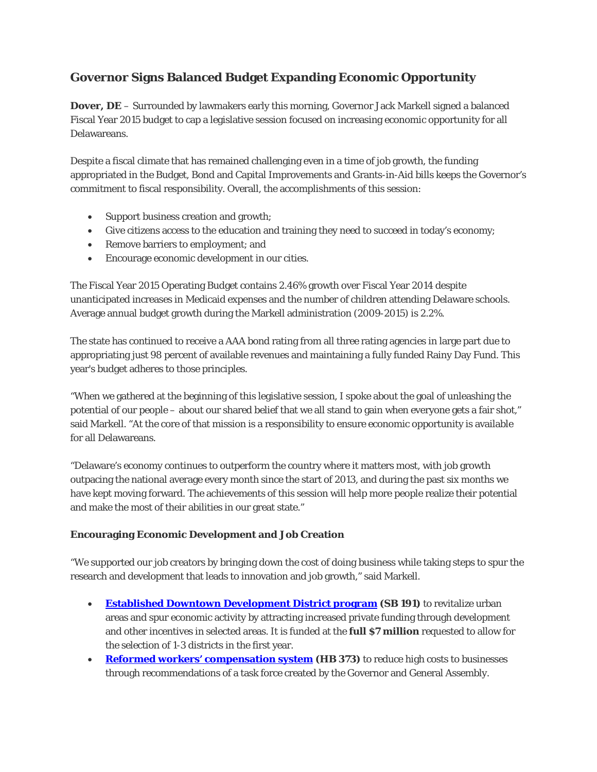# Governor Signs Balanced Budget Expanding Economic Opportunity

**Dover, DE** – Surrounded by lawmakers early this morning, Governor Jack Markell signed a balanced Fiscal Year 2015 budget to cap a legislative session focused on increasing economic opportunity for all Delawareans.

Despite a fiscal climate that has remained challenging even in a time of job growth, the funding appropriated in the Budget, Bond and Capital Improvements and Grants-in-Aid bills keeps the Governor's commitment to fiscal responsibility. Overall, the accomplishments of this session:

- Support business creation and growth;
- Give citizens access to the education and training they need to succeed in today's economy;
- Remove barriers to employment; and
- Encourage economic development in our cities.

The Fiscal Year 2015 Operating Budget contains 2.46% growth over Fiscal Year 2014 despite unanticipated increases in Medicaid expenses and the number of children attending Delaware schools. Average annual budget growth during the Markell administration (2009-2015) is 2.2%.

The state has continued to receive a AAA bond rating from all three rating agencies in large part due to appropriating just 98 percent of available revenues and maintaining a fully funded Rainy Day Fund. This year's budget adheres to those principles.

"When we gathered at the beginning of this legislative session, I spoke about the goal of unleashing the potential of our people – about our shared belief that we all stand to gain when everyone gets a fair shot," said Markell. "At the core of that mission is a responsibility to ensure economic opportunity is available for all Delawareans.

"Delaware's economy continues to outperform the country where it matters most, with job growth outpacing the national average every month since the start of 2013, and during the past six months we have kept moving forward. The achievements of this session will help more people realize their potential and make the most of their abilities in our great state."

**Encouraging Economic Development and Job Creation**

"We supported our job creators by bringing down the cost of doing business while taking steps to spur the research and development that leads to innovation and job growth," said Markell.

- **Established Downtown Development District program (SB 191)** to revitalize urban areas and spur economic activity by attracting increased private funding through development and other incentives in selected areas. It is funded at the **full $7 million** requested to allow for the selection of 1-3 districts in the first year.
- **Reformed workers' compensation system (HB 373)** to reduce high costs to businesses through recommendations of a task force created by the Governor and General Assembly.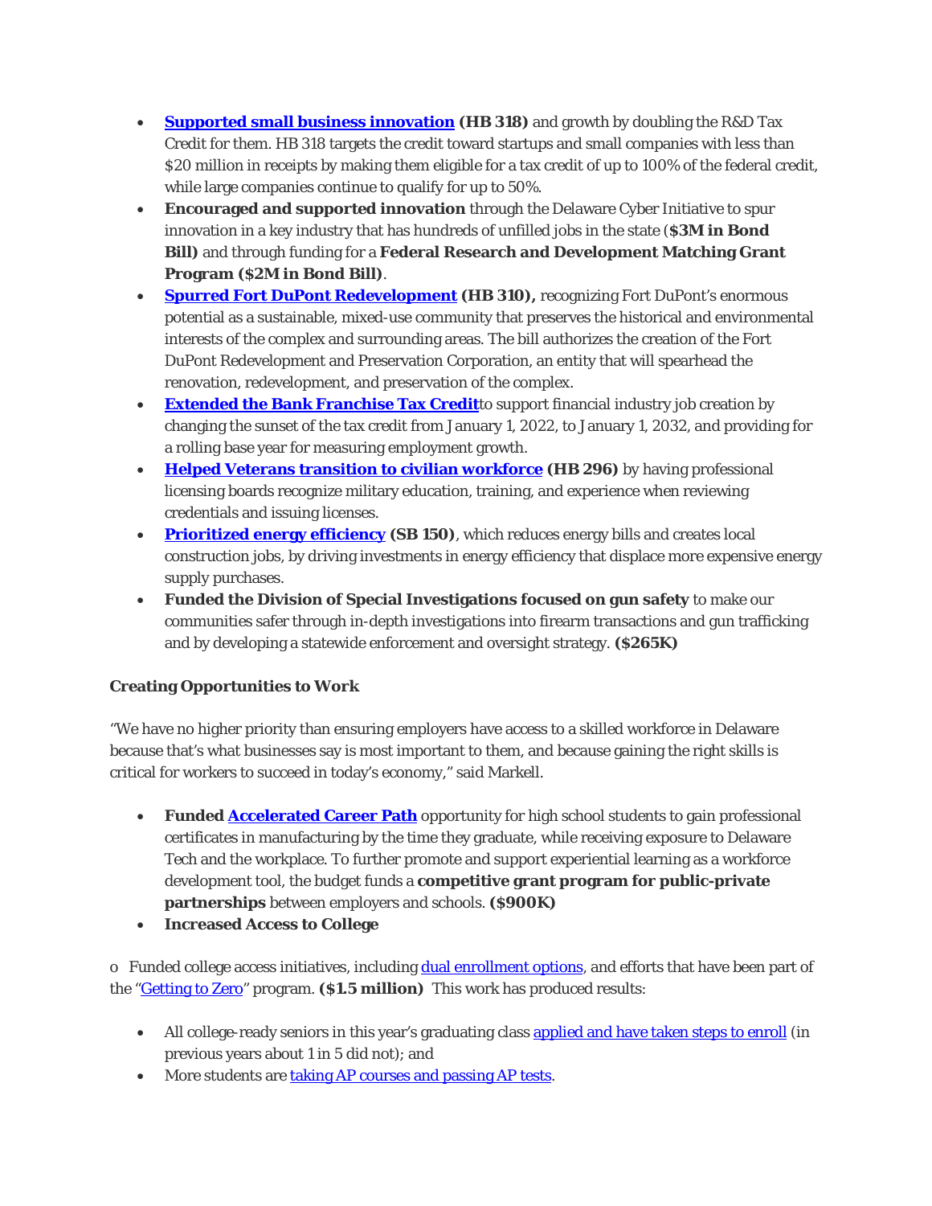- **Supported small business innovation (HB 318)** and growth by doubling the R&D Tax Credit for them. HB 318 targets the credit toward startups and small companies with less than $20 million in receipts by making them eligible for a tax credit of up to 100% of the federal credit, while large companies continue to qualify for up to 50%.
- **Encouraged and supported innovation** through the Delaware Cyber Initiative to spur innovation in a key industry that has hundreds of unfilled jobs in the state (**$3M in Bond Bill)** and through funding for a **Federal Research and Development Matching Grant Program ($2M in Bond Bill)**.
- **Spurred Fort DuPont Redevelopment (HB 310),** recognizing Fort DuPont's enormous potential as a sustainable, mixed-use community that preserves the historical and environmental interests of the complex and surrounding areas. The bill authorizes the creation of the Fort DuPont Redevelopment and Preservation Corporation, an entity that will spearhead the renovation, redevelopment, and preservation of the complex.
- **Extended the Bank Franchise Tax Credit**to support financial industry job creation by changing the sunset of the tax credit from January 1, 2022, to January 1, 2032, and providing for a rolling base year for measuring employment growth.
- **Helped Veterans transition to civilian workforce (HB 296)** by having professional licensing boards recognize military education, training, and experience when reviewing credentials and issuing licenses.
- **Prioritized energy efficiency (SB 150)**, which reduces energy bills and creates local construction jobs, by driving investments in energy efficiency that displace more expensive energy supply purchases.
- **Funded the Division of Special Investigations focused on gun safety** to make our communities safer through in-depth investigations into firearm transactions and gun trafficking and by developing a statewide enforcement and oversight strategy. **($265K)**

**Creating Opportunities to Work**

"We have no higher priority than ensuring employers have access to a skilled workforce in Delaware because that's what businesses say is most important to them, and because gaining the right skills is critical for workers to succeed in today's economy," said Markell.

- **Funded Accelerated Career Path** opportunity for high school students to gain professional certificates in manufacturing by the time they graduate, while receiving exposure to Delaware Tech and the workplace. To further promote and support experiential learning as a workforce development tool, the budget funds a **competitive grant program for public-private partnerships** between employers and schools. **($900K)**
- **Increased Access to College**

o Funded college access initiatives, including dual enrollment options, and efforts that have been part of the "Getting to Zero" program. **($1.5 million)** This work has produced results:

- All college-ready seniors in this year's graduating class applied and have taken steps to enroll (in previous years about 1 in 5 did not); and
- More students are taking AP courses and passing AP tests.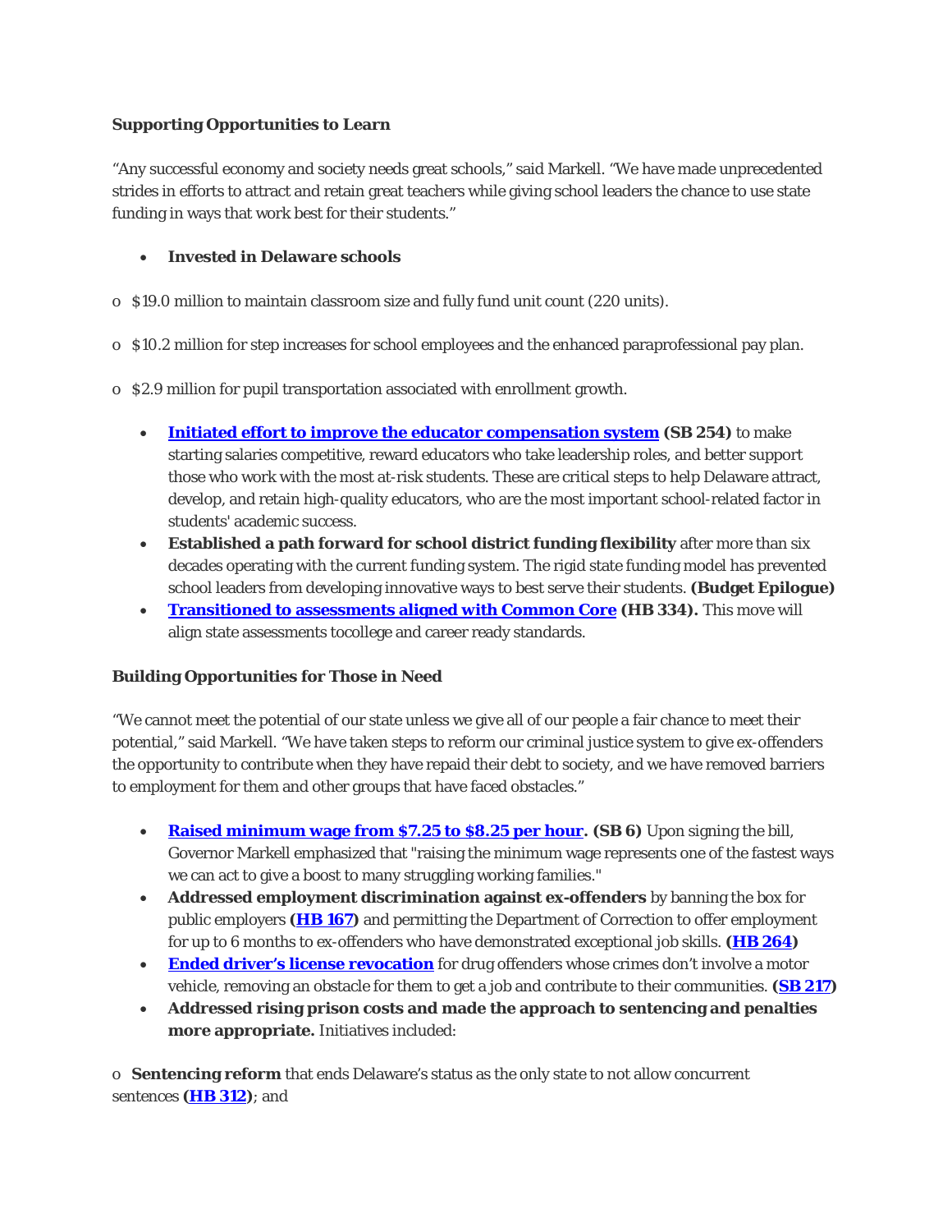**Supporting Opportunities to Learn**

"Any successful economy and society needs great schools," said Markell. "We have made unprecedented strides in efforts to attract and retain great teachers while giving school leaders the chance to use state funding in ways that work best for their students."

- **Invested in Delaware schools**
  - $19.0 million to maintain classroom size and fully fund unit count (220 units).
  - $10.2 million for step increases for school employees and the enhanced paraprofessional pay plan.
  - $2.9 million for pupil transportation associated with enrollment growth.
- **Initiated effort to improve the educator compensation system** **(SB 254)** to make starting salaries competitive, reward educators who take leadership roles, and better support those who work with the most at-risk students. These are critical steps to help Delaware attract, develop, and retain high-quality educators, who are the most important school-related factor in students' academic success.
- **Established a path forward for school district funding flexibility** after more than six decades operating with the current funding system. The rigid state funding model has prevented school leaders from developing innovative ways to best serve their students. **(Budget Epilogue)**
- **Transitioned to assessments aligned with Common Core** **(HB 334).** This move will align state assessments tocollege and career ready standards.

**Building Opportunities for Those in Need**

"We cannot meet the potential of our state unless we give all of our people a fair chance to meet their potential," said Markell. "We have taken steps to reform our criminal justice system to give ex-offenders the opportunity to contribute when they have repaid their debt to society, and we have removed barriers to employment for them and other groups that have faced obstacles."

- **Raised minimum wage from $7.25 to $8.25 per hour. (SB 6)** Upon signing the bill, Governor Markell emphasized that "raising the minimum wage represents one of the fastest ways we can act to give a boost to many struggling working families."
- **Addressed employment discrimination against ex-offenders** by banning the box for public employers **(HB 167)** and permitting the Department of Correction to offer employment for up to 6 months to ex-offenders who have demonstrated exceptional job skills. **(HB 264)**
- **Ended driver's license revocation** for drug offenders whose crimes don't involve a motor vehicle, removing an obstacle for them to get a job and contribute to their communities. **(SB 217)**
- **Addressed rising prison costs and made the approach to sentencing and penalties more appropriate.** Initiatives included:
  - **Sentencing reform** that ends Delaware's status as the only state to not allow concurrent sentences **(HB 312)**; and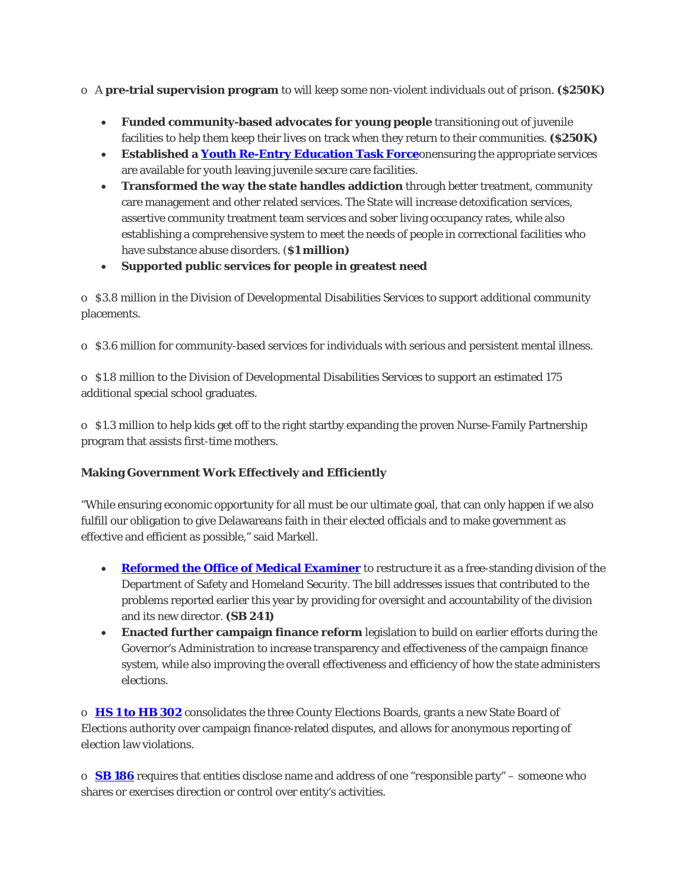o A **pre-trial supervision program** to will keep some non-violent individuals out of prison. **($250K)**

- **Funded community-based advocates for young people** transitioning out of juvenile facilities to help them keep their lives on track when they return to their communities. **($250K)**
- **Established a Youth Re-Entry Education Task Force**onensuring the appropriate services are available for youth leaving juvenile secure care facilities.
- **Transformed the way the state handles addiction** through better treatment, community care management and other related services. The State will increase detoxification services, assertive community treatment team services and sober living occupancy rates, while also establishing a comprehensive system to meet the needs of people in correctional facilities who have substance abuse disorders. (**$1 million)**
- **Supported public services for people in greatest need**

o $3.8 million in the Division of Developmental Disabilities Services to support additional community placements.

o $3.6 million for community-based services for individuals with serious and persistent mental illness.

o $1.8 million to the Division of Developmental Disabilities Services to support an estimated 175 additional special school graduates.

o $1.3 million to help kids get off to the right startby expanding the proven Nurse-Family Partnership program that assists first-time mothers.

**Making Government Work Effectively and Efficiently**

"While ensuring economic opportunity for all must be our ultimate goal, that can only happen if we also fulfill our obligation to give Delawareans faith in their elected officials and to make government as effective and efficient as possible," said Markell.

- **Reformed the Office of Medical Examiner** to restructure it as a free-standing division of the Department of Safety and Homeland Security. The bill addresses issues that contributed to the problems reported earlier this year by providing for oversight and accountability of the division and its new director. **(SB 241)**
- **Enacted further campaign finance reform** legislation to build on earlier efforts during the Governor's Administration to increase transparency and effectiveness of the campaign finance system, while also improving the overall effectiveness and efficiency of how the state administers elections.

o **HS 1 to HB 302** consolidates the three County Elections Boards, grants a new State Board of Elections authority over campaign finance-related disputes, and allows for anonymous reporting of election law violations.

o **SB 186** requires that entities disclose name and address of one "responsible party" – someone who shares or exercises direction or control over entity's activities.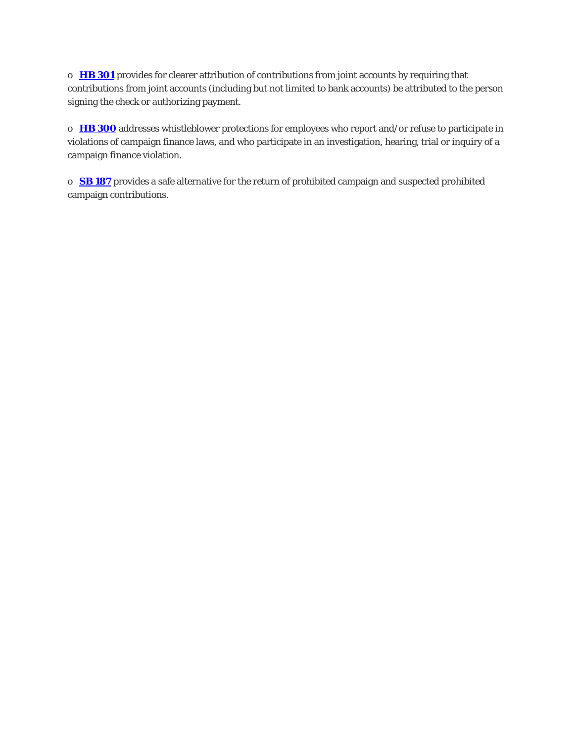- **HB 301** provides for clearer attribution of contributions from joint accounts by requiring that contributions from joint accounts (including but not limited to bank accounts) be attributed to the person signing the check or authorizing payment.

- **HB 300** addresses whistleblower protections for employees who report and/or refuse to participate in violations of campaign finance laws, and who participate in an investigation, hearing, trial or inquiry of a campaign finance violation.

- **SB 187** provides a safe alternative for the return of prohibited campaign and suspected prohibited campaign contributions.